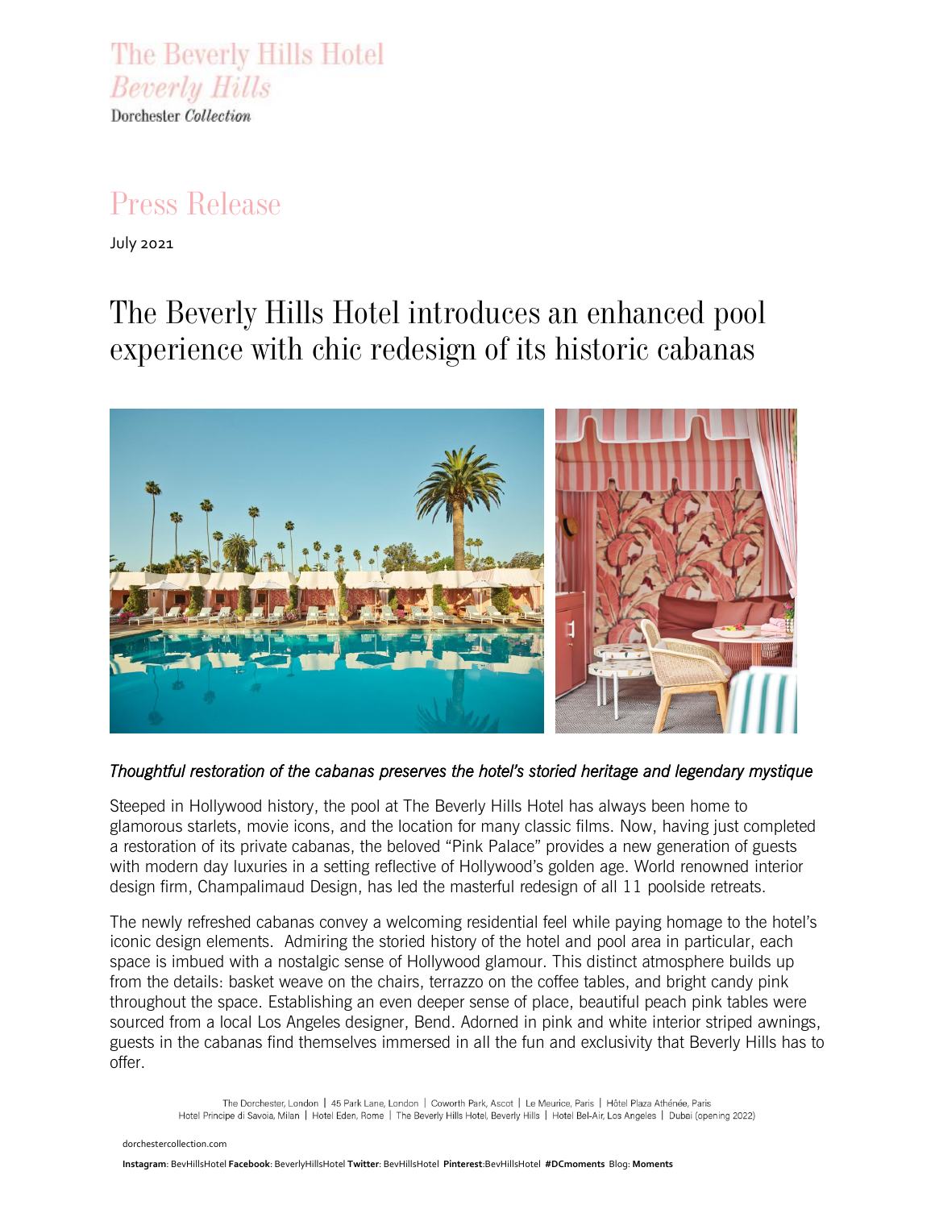The Beverly Hills Hotel
*Beverly Hills*
Dorchester *Collection*

# Press Release

July 2021

## The Beverly Hills Hotel introduces an enhanced pool experience with chic redesign of its historic cabanas

***Thoughtful restoration of the cabanas preserves the hotel's storied heritage and legendary mystique***

Steeped in Hollywood history, the pool at The Beverly Hills Hotel has always been home to glamorous starlets, movie icons, and the location for many classic films. Now, having just completed a restoration of its private cabanas, the beloved "Pink Palace" provides a new generation of guests with modern day luxuries in a setting reflective of Hollywood's golden age. World renowned interior design firm, Champalimaud Design, has led the masterful redesign of all 11 poolside retreats.

The newly refreshed cabanas convey a welcoming residential feel while paying homage to the hotel's iconic design elements. Admiring the storied history of the hotel and pool area in particular, each space is imbued with a nostalgic sense of Hollywood glamour. This distinct atmosphere builds up from the details: basket weave on the chairs, terrazzo on the coffee tables, and bright candy pink throughout the space. Establishing an even deeper sense of place, beautiful peach pink tables were sourced from a local Los Angeles designer, Bend. Adorned in pink and white interior striped awnings, guests in the cabanas find themselves immersed in all the fun and exclusivity that Beverly Hills has to offer.

The Dorchester, London | 45 Park Lane, London | Coworth Park, Ascot | Le Meurice, Paris | Hôtel Plaza Athénée, Paris
Hotel Principe di Savoia, Milan | Hotel Eden, Rome | The Beverly Hills Hotel, Beverly Hills | Hotel Bel-Air, Los Angeles | Dubai (opening 2022)

dorchestercollection.com

**Instagram**: BevHillsHotel **Facebook**: BeverlyHillsHotel **Twitter**: BevHillsHotel **Pinterest**:BevHillsHotel **#DCmoments** Blog: **Moments**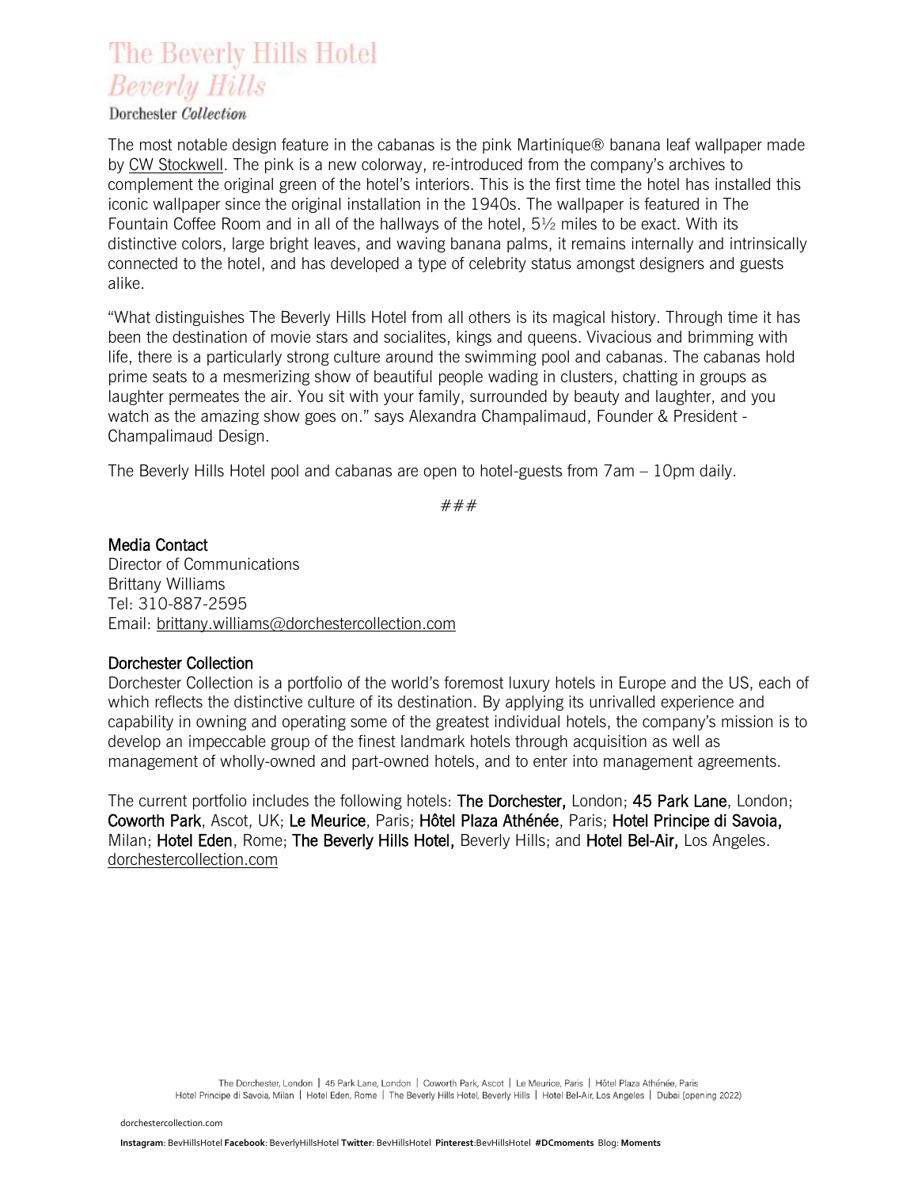The most notable design feature in the cabanas is the pink Martinique® banana leaf wallpaper made by CW Stockwell. The pink is a new colorway, re-introduced from the company's archives to complement the original green of the hotel's interiors. This is the first time the hotel has installed this iconic wallpaper since the original installation in the 1940s. The wallpaper is featured in The Fountain Coffee Room and in all of the hallways of the hotel, 5½ miles to be exact. With its distinctive colors, large bright leaves, and waving banana palms, it remains internally and intrinsically connected to the hotel, and has developed a type of celebrity status amongst designers and guests alike.

"What distinguishes The Beverly Hills Hotel from all others is its magical history. Through time it has been the destination of movie stars and socialites, kings and queens. Vivacious and brimming with life, there is a particularly strong culture around the swimming pool and cabanas. The cabanas hold prime seats to a mesmerizing show of beautiful people wading in clusters, chatting in groups as laughter permeates the air. You sit with your family, surrounded by beauty and laughter, and you watch as the amazing show goes on." says Alexandra Champalimaud, Founder & President - Champalimaud Design.

The Beverly Hills Hotel pool and cabanas are open to hotel-guests from 7am – 10pm daily.

###

**Media Contact**
Director of Communications
Brittany Williams
Tel: 310-887-2595
Email: brittany.williams@dorchestercollection.com

**Dorchester Collection**
Dorchester Collection is a portfolio of the world's foremost luxury hotels in Europe and the US, each of which reflects the distinctive culture of its destination. By applying its unrivalled experience and capability in owning and operating some of the greatest individual hotels, the company's mission is to develop an impeccable group of the finest landmark hotels through acquisition as well as management of wholly-owned and part-owned hotels, and to enter into management agreements.

The current portfolio includes the following hotels: **The Dorchester,** London; **45 Park Lane**, London; **Coworth Park**, Ascot, UK; **Le Meurice**, Paris; **Hôtel Plaza Athénée**, Paris; **Hotel Principe di Savoia,** Milan; **Hotel Eden**, Rome; **The Beverly Hills Hotel,** Beverly Hills; and **Hotel Bel-Air,** Los Angeles.
dorchestercollection.com